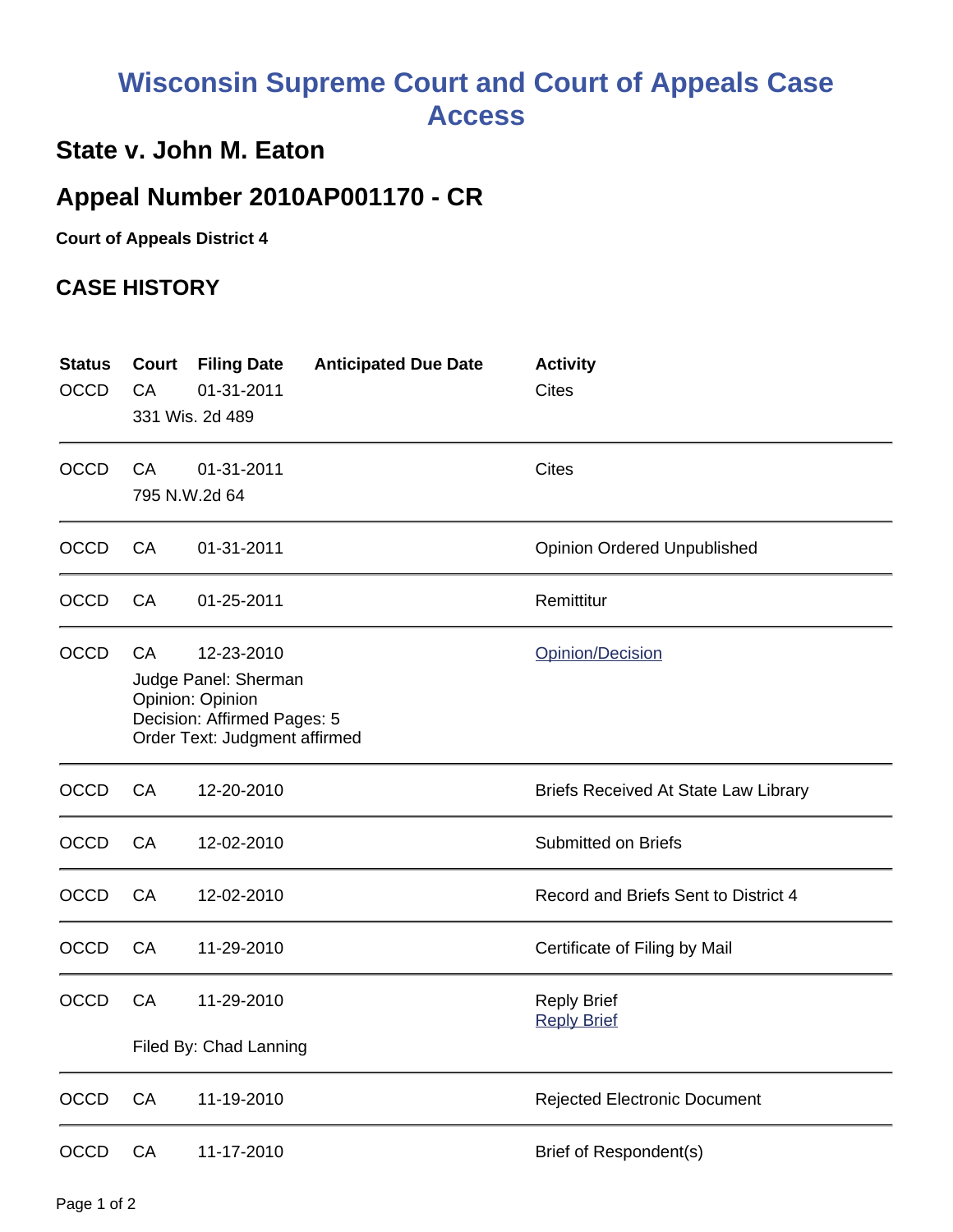# Wisconsin Supreme Court and Court of Appeals Case Access

## State v. John M. Eaton

## Appeal Number 2010AP001170 - CR

**Court of Appeals District 4**

## CASE HISTORY

| Status | Court | Filing Date | Anticipated Due Date | Activity |
|---|---|---|---|---|
| OCCD | CA | 01-31-2011 | | Cites |
| | 331 Wis. 2d 489 | | | |
| OCCD | CA | 01-31-2011 | | Cites |
| | 795 N.W.2d 64 | | | |
| OCCD | CA | 01-31-2011 | | Opinion Ordered Unpublished |
| OCCD | CA | 01-25-2011 | | Remittitur |
| OCCD | CA | 12-23-2010 | | Opinion/Decision |
| | Judge Panel: Sherman<br>Opinion: Opinion<br>Decision: Affirmed Pages: 5<br>Order Text: Judgment affirmed | | | |
| OCCD | CA | 12-20-2010 | | Briefs Received At State Law Library |
| OCCD | CA | 12-02-2010 | | Submitted on Briefs |
| OCCD | CA | 12-02-2010 | | Record and Briefs Sent to District 4 |
| OCCD | CA | 11-29-2010 | | Certificate of Filing by Mail |
| OCCD | CA | 11-29-2010 | | Reply Brief<br>Reply Brief |
| | Filed By: Chad Lanning | | | |
| OCCD | CA | 11-19-2010 | | Rejected Electronic Document |
| OCCD | CA | 11-17-2010 | | Brief of Respondent(s) |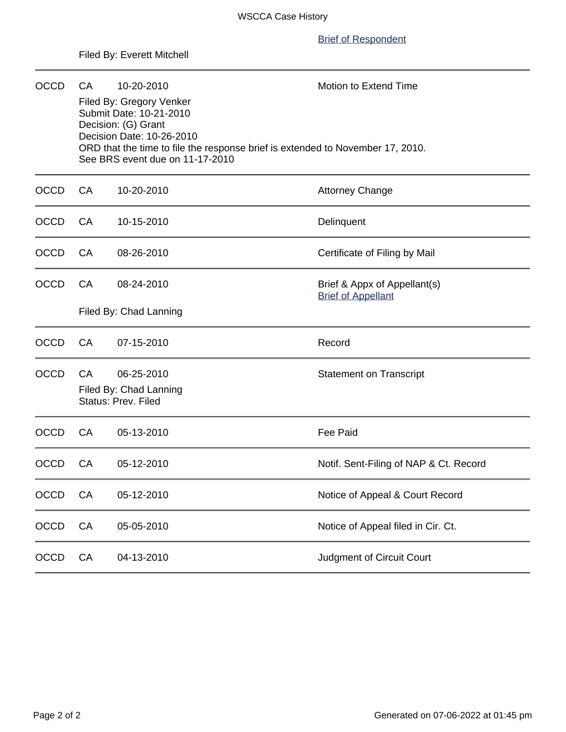| | | | |
|---|---|---|---|
| | | | Brief of Respondent |
| | Filed By: Everett Mitchell | | |
| OCCD | CA | 10-20-2010 | Motion to Extend Time |
| | Filed By: Gregory Venker<br>Submit Date: 10-21-2010<br>Decision: (G) Grant<br>Decision Date: 10-26-2010<br>ORD that the time to file the response brief is extended to November 17, 2010.<br>See BRS event due on 11-17-2010 | | |
| OCCD | CA | 10-20-2010 | Attorney Change |
| OCCD | CA | 10-15-2010 | Delinquent |
| OCCD | CA | 08-26-2010 | Certificate of Filing by Mail |
| OCCD | CA | 08-24-2010 | Brief & Appx of Appellant(s)<br>Brief of Appellant |
| | Filed By: Chad Lanning | | |
| OCCD | CA | 07-15-2010 | Record |
| OCCD | CA | 06-25-2010 | Statement on Transcript |
| | Filed By: Chad Lanning<br>Status: Prev. Filed | | |
| OCCD | CA | 05-13-2010 | Fee Paid |
| OCCD | CA | 05-12-2010 | Notif. Sent-Filing of NAP & Ct. Record |
| OCCD | CA | 05-12-2010 | Notice of Appeal & Court Record |
| OCCD | CA | 05-05-2010 | Notice of Appeal filed in Cir. Ct. |
| OCCD | CA | 04-13-2010 | Judgment of Circuit Court |

Generated on 07-06-2022 at 01:45 pm